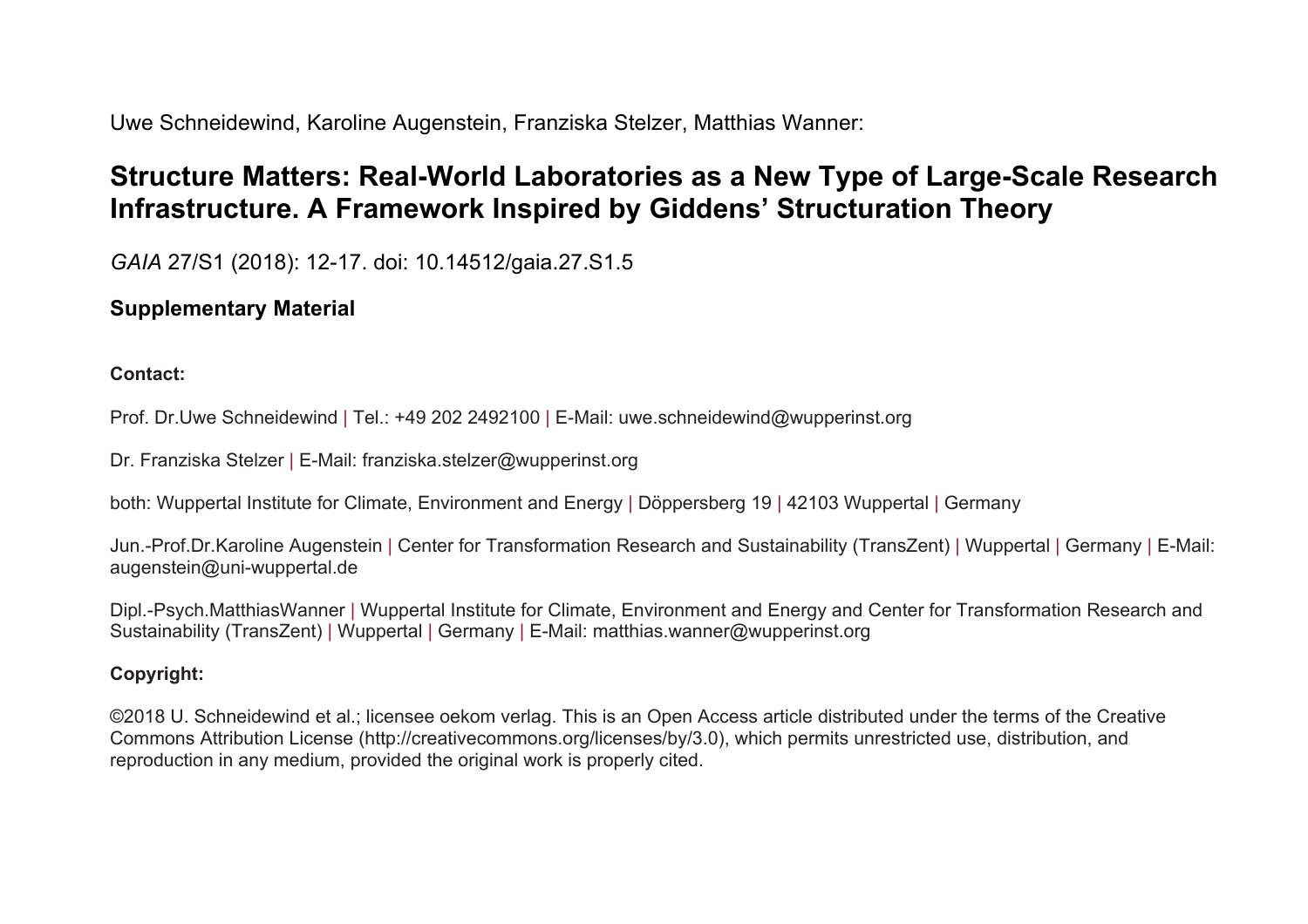Uwe Schneidewind, Karoline Augenstein, Franziska Stelzer, Matthias Wanner:

# Structure Matters: Real-World Laboratories as a New Type of Large-Scale Research Infrastructure. A Framework Inspired by Giddens' Structuration Theory

*GAIA* 27/S1 (2018): 12-17. doi: 10.14512/gaia.27.S1.5

## Supplementary Material

**Contact:**

Prof. Dr.Uwe Schneidewind | Tel.: +49 202 2492100 | E-Mail: uwe.schneidewind@wupperinst.org

Dr. Franziska Stelzer | E-Mail: franziska.stelzer@wupperinst.org

both: Wuppertal Institute for Climate, Environment and Energy | Döppersberg 19 | 42103 Wuppertal | Germany

Jun.-Prof.Dr.Karoline Augenstein | Center for Transformation Research and Sustainability (TransZent) | Wuppertal | Germany | E-Mail: augenstein@uni-wuppertal.de

Dipl.-Psych.MatthiasWanner | Wuppertal Institute for Climate, Environment and Energy and Center for Transformation Research and Sustainability (TransZent) | Wuppertal | Germany | E-Mail: matthias.wanner@wupperinst.org

**Copyright:**

©2018 U. Schneidewind et al.; licensee oekom verlag. This is an Open Access article distributed under the terms of the Creative Commons Attribution License (http://creativecommons.org/licenses/by/3.0), which permits unrestricted use, distribution, and reproduction in any medium, provided the original work is properly cited.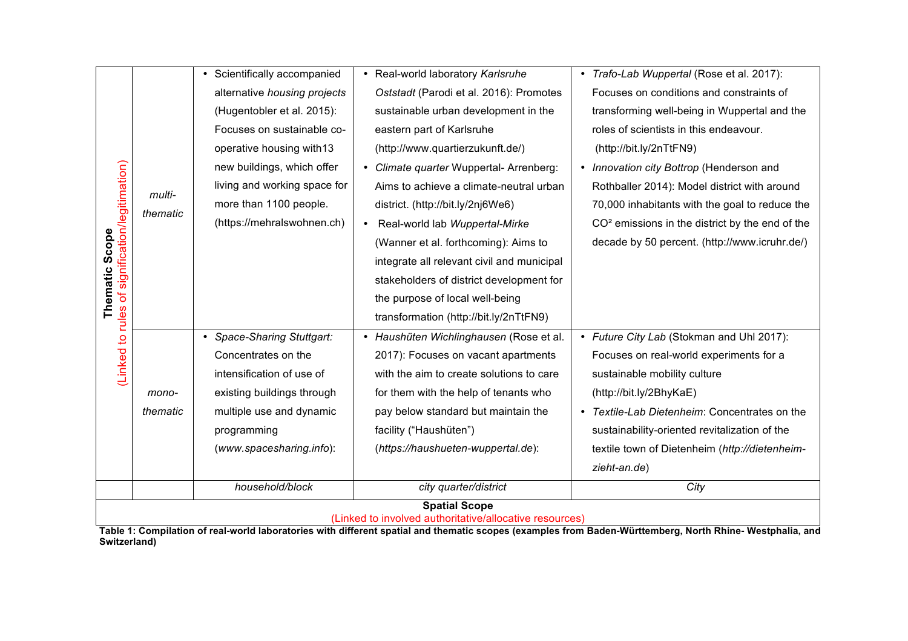| Thematic Scope (Linked to rules of signification/legitimation) | | household/block | city quarter/district | City |
|---|---|---|---|---|
| | *multi-thematic* | • Scientifically accompanied alternative *housing projects* (Hugentobler et al. 2015): Focuses on sustainable co-operative housing with13 new buildings, which offer living and working space for more than 1100 people. (https://mehralswohnen.ch) | • Real-world laboratory *Karlsruhe Oststadt* (Parodi et al. 2016): Promotes sustainable urban development in the eastern part of Karlsruhe (http://www.quartierzukunft.de/) <br> • *Climate quarter* Wuppertal- Arrenberg: Aims to achieve a climate-neutral urban district. (http://bit.ly/2nj6We6) <br> • Real-world lab *Wuppertal-Mirke* (Wanner et al. forthcoming): Aims to integrate all relevant civil and municipal stakeholders of district development for the purpose of local well-being transformation (http://bit.ly/2nTtFN9) | • *Trafo-Lab Wuppertal* (Rose et al. 2017): Focuses on conditions and constraints of transforming well-being in Wuppertal and the roles of scientists in this endeavour. (http://bit.ly/2nTtFN9) <br> • *Innovation city Bottrop* (Henderson and Rothballer 2014): Model district with around 70,000 inhabitants with the goal to reduce the CO² emissions in the district by the end of the decade by 50 percent. (http://www.icruhr.de/) |
| | *mono-thematic* | • *Space-Sharing Stuttgart:* Concentrates on the intensification of use of existing buildings through multiple use and dynamic programming (*www.spacesharing.info*): | • *Haushüten Wichlinghausen* (Rose et al. 2017): Focuses on vacant apartments with the aim to create solutions to care for them with the help of tenants who pay below standard but maintain the facility ("Haushüten") (*https://haushueten-wuppertal.de*): | • *Future City Lab* (Stokman and Uhl 2017): Focuses on real-world experiments for a sustainable mobility culture (http://bit.ly/2BhyKaE) <br> • *Textile-Lab Dietenheim*: Concentrates on the sustainability-oriented revitalization of the textile town of Dietenheim (*http://dietenheim-zieht-an.de*) |
| | | *household/block* | *city quarter/district* | *City* |
| | | **Spatial Scope** (Linked to involved authoritative/allocative resources) | | |

**Table 1: Compilation of real-world laboratories with different spatial and thematic scopes (examples from Baden-Württemberg, North Rhine- Westphalia, and Switzerland)**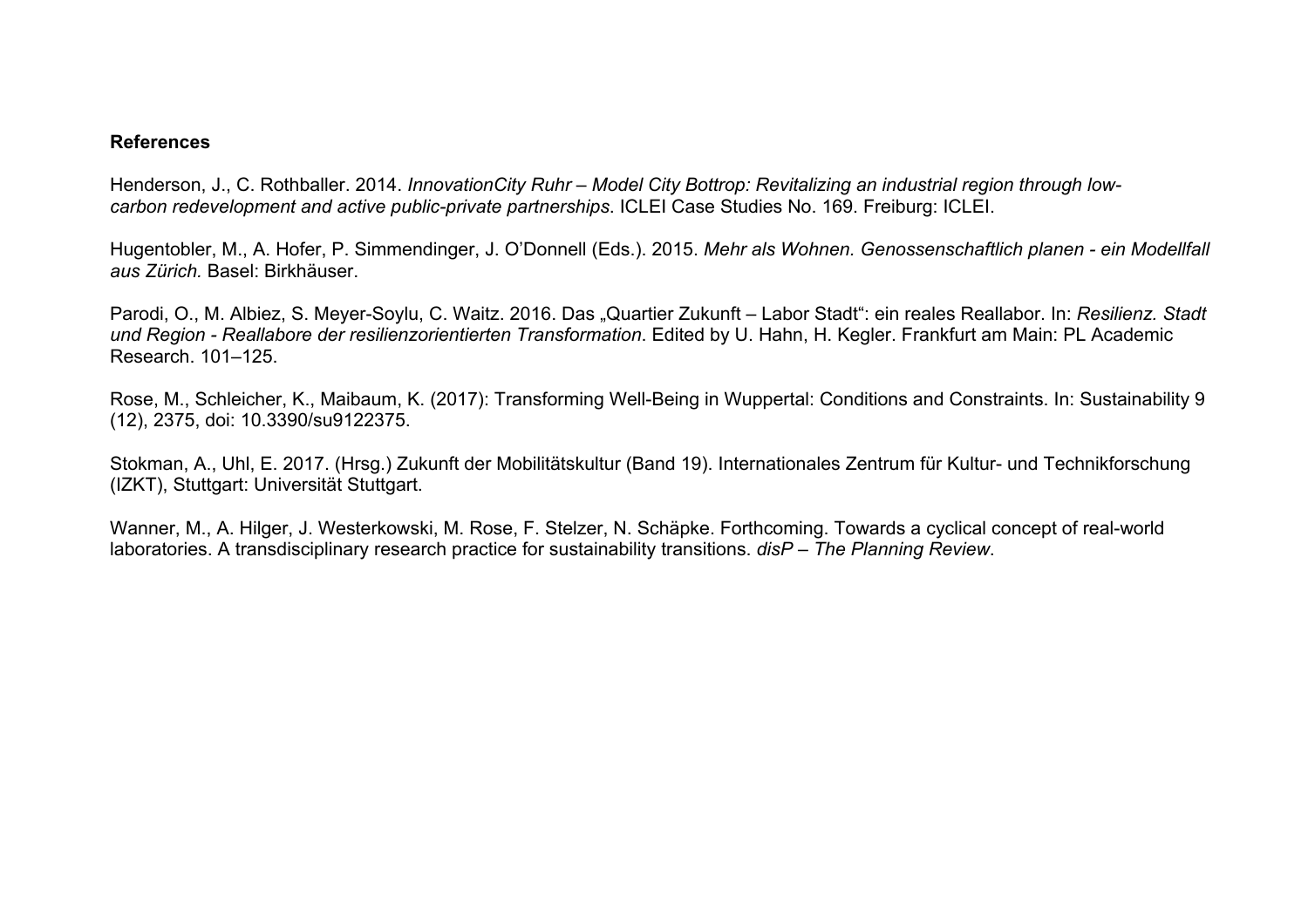**References**

Henderson, J., C. Rothballer. 2014. *InnovationCity Ruhr – Model City Bottrop: Revitalizing an industrial region through low-carbon redevelopment and active public-private partnerships*. ICLEI Case Studies No. 169. Freiburg: ICLEI.

Hugentobler, M., A. Hofer, P. Simmendinger, J. O'Donnell (Eds.). 2015. *Mehr als Wohnen. Genossenschaftlich planen - ein Modellfall aus Zürich.* Basel: Birkhäuser.

Parodi, O., M. Albiez, S. Meyer-Soylu, C. Waitz. 2016. Das „Quartier Zukunft – Labor Stadt": ein reales Reallabor. In: *Resilienz. Stadt und Region - Reallabore der resilienzorientierten Transformation*. Edited by U. Hahn, H. Kegler. Frankfurt am Main: PL Academic Research. 101–125.

Rose, M., Schleicher, K., Maibaum, K. (2017): Transforming Well-Being in Wuppertal: Conditions and Constraints. In: Sustainability 9 (12), 2375, doi: 10.3390/su9122375.

Stokman, A., Uhl, E. 2017. (Hrsg.) Zukunft der Mobilitätskultur (Band 19). Internationales Zentrum für Kultur- und Technikforschung (IZKT), Stuttgart: Universität Stuttgart.

Wanner, M., A. Hilger, J. Westerkowski, M. Rose, F. Stelzer, N. Schäpke. Forthcoming. Towards a cyclical concept of real-world laboratories. A transdisciplinary research practice for sustainability transitions. *disP – The Planning Review*.